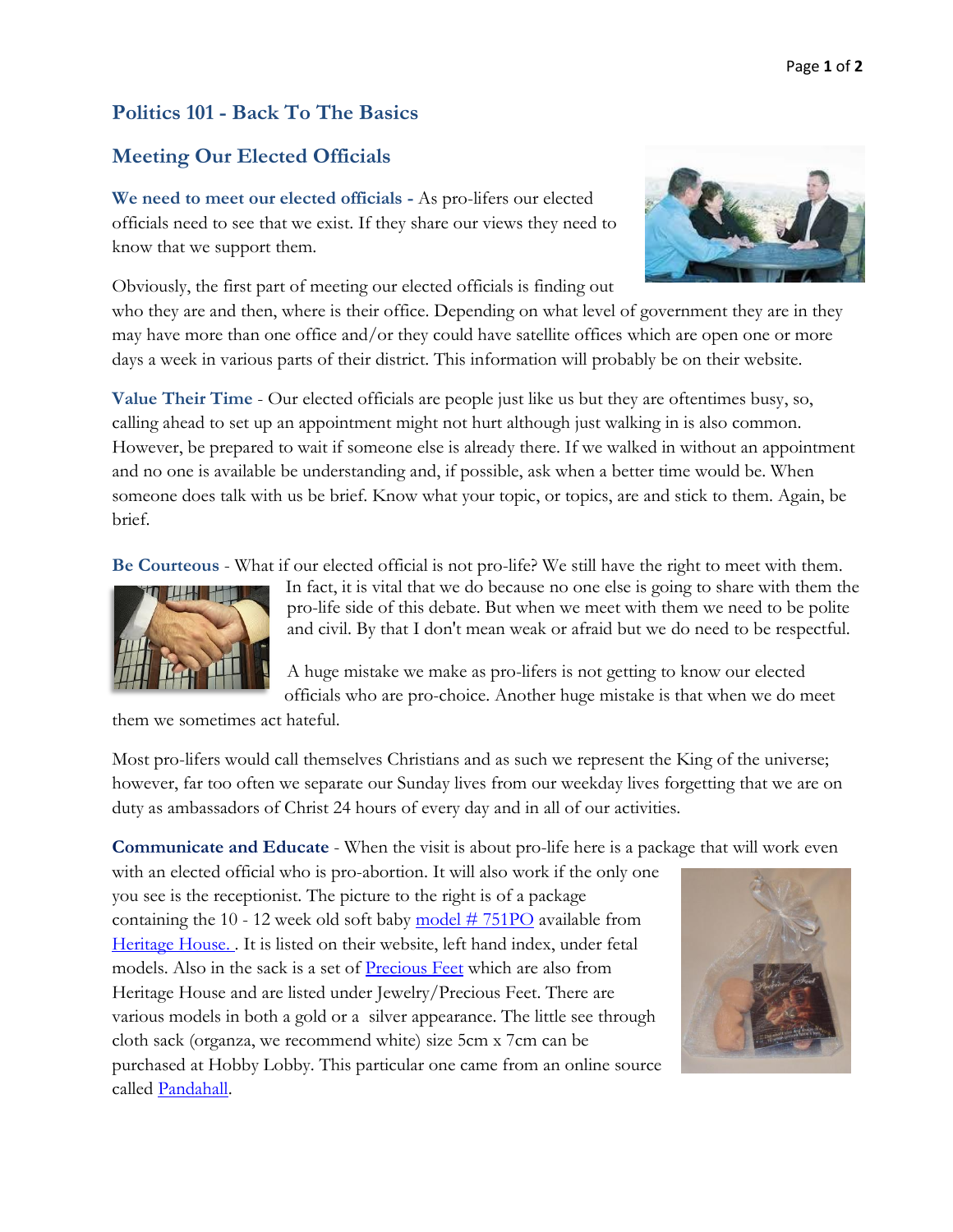## Politics 101 - Back To The Basics

## Meeting Our Elected Officials

**We need to meet our elected officials -** As pro-lifers our elected officials need to see that we exist. If they share our views they need to know that we support them.

Obviously, the first part of meeting our elected officials is finding out who they are and then, where is their office. Depending on what level of government they are in they may have more than one office and/or they could have satellite offices which are open one or more days a week in various parts of their district. This information will probably be on their website.

**Value Their Time** - Our elected officials are people just like us but they are oftentimes busy, so, calling ahead to set up an appointment might not hurt although just walking in is also common. However, be prepared to wait if someone else is already there. If we walked in without an appointment and no one is available be understanding and, if possible, ask when a better time would be. When someone does talk with us be brief. Know what your topic, or topics, are and stick to them. Again, be brief.

**Be Courteous** - What if our elected official is not pro-life? We still have the right to meet with them. In fact, it is vital that we do because no one else is going to share with them the pro-life side of this debate. But when we meet with them we need to be polite and civil. By that I don't mean weak or afraid but we do need to be respectful.

A huge mistake we make as pro-lifers is not getting to know our elected officials who are pro-choice. Another huge mistake is that when we do meet them we sometimes act hateful.

Most pro-lifers would call themselves Christians and as such we represent the King of the universe; however, far too often we separate our Sunday lives from our weekday lives forgetting that we are on duty as ambassadors of Christ 24 hours of every day and in all of our activities.

**Communicate and Educate** - When the visit is about pro-life here is a package that will work even with an elected official who is pro-abortion. It will also work if the only one you see is the receptionist. The picture to the right is of a package containing the 10 - 12 week old soft baby [model # 751PO] available from [Heritage House. ]. It is listed on their website, left hand index, under fetal models. Also in the sack is a set of [Precious Feet] which are also from Heritage House and are listed under Jewelry/Precious Feet. There are various models in both a gold or a silver appearance. The little see through cloth sack (organza, we recommend white) size 5cm x 7cm can be purchased at Hobby Lobby. This particular one came from an online source called [Pandahall].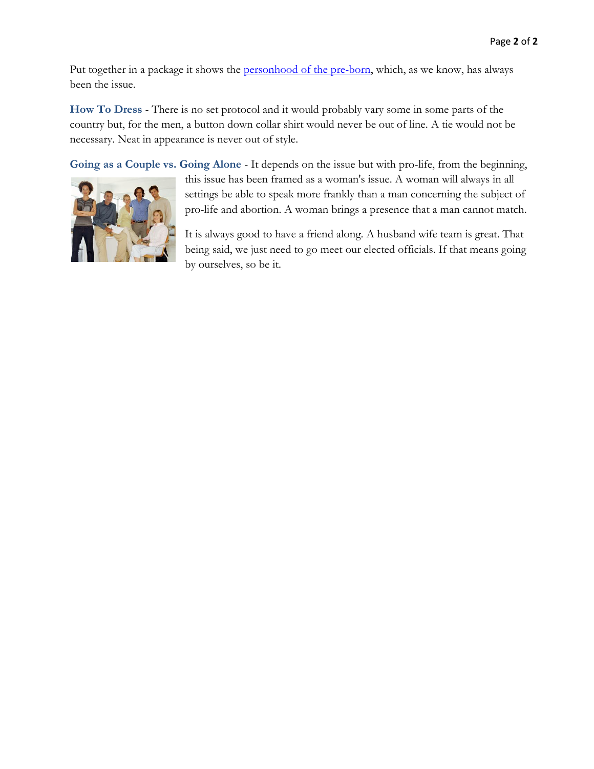Put together in a package it shows the [personhood of the pre-born](), which, as we know, has always been the issue.

**How To Dress** - There is no set protocol and it would probably vary some in some parts of the country but, for the men, a button down collar shirt would never be out of line. A tie would not be necessary. Neat in appearance is never out of style.

**Going as a Couple vs. Going Alone** - It depends on the issue but with pro-life, from the beginning, this issue has been framed as a woman's issue. A woman will always in all settings be able to speak more frankly than a man concerning the subject of pro-life and abortion. A woman brings a presence that a man cannot match.

It is always good to have a friend along. A husband wife team is great. That being said, we just need to go meet our elected officials. If that means going by ourselves, so be it.